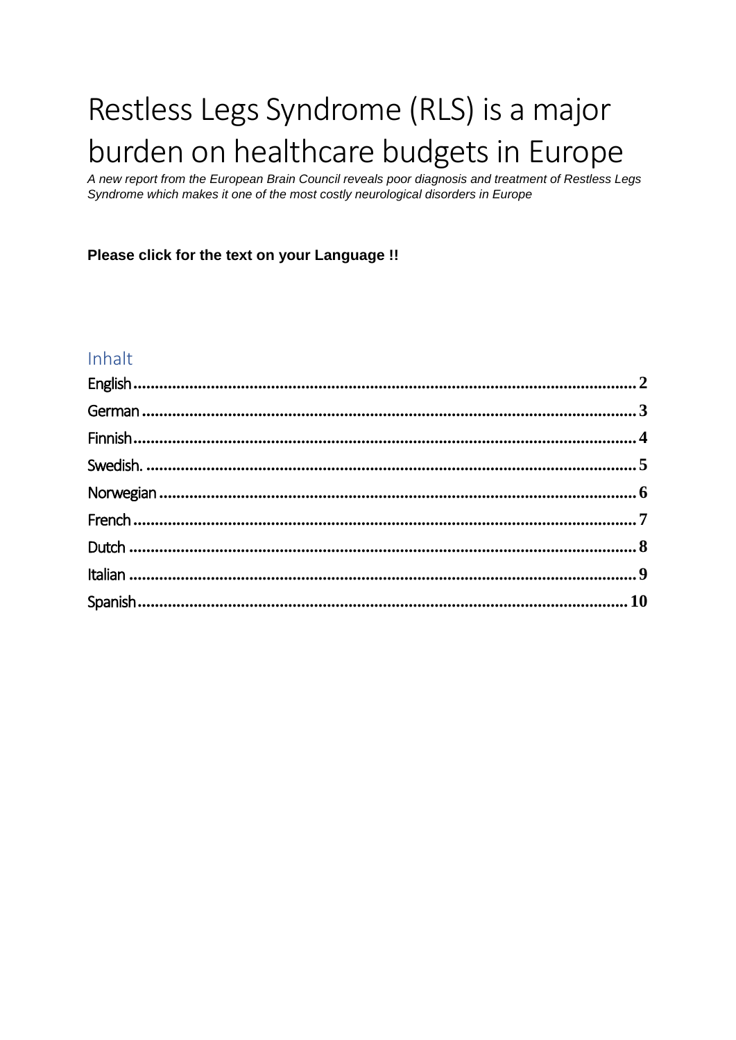# Restless Legs Syndrome (RLS) is a major burden on healthcare budgets in Europe

*A new report from the European Brain Council reveals poor diagnosis and treatment of Restless Legs Syndrome which makes it one of the most costly neurological disorders in Europe*

**Please click for the text on your Language !!**

## Inhalt

- English .......... 2
- German .......... 3
- Finnish .......... 4
- Swedish. .......... 5
- Norwegian .......... 6
- French .......... 7
- Dutch .......... 8
- Italian .......... 9
- Spanish .......... 10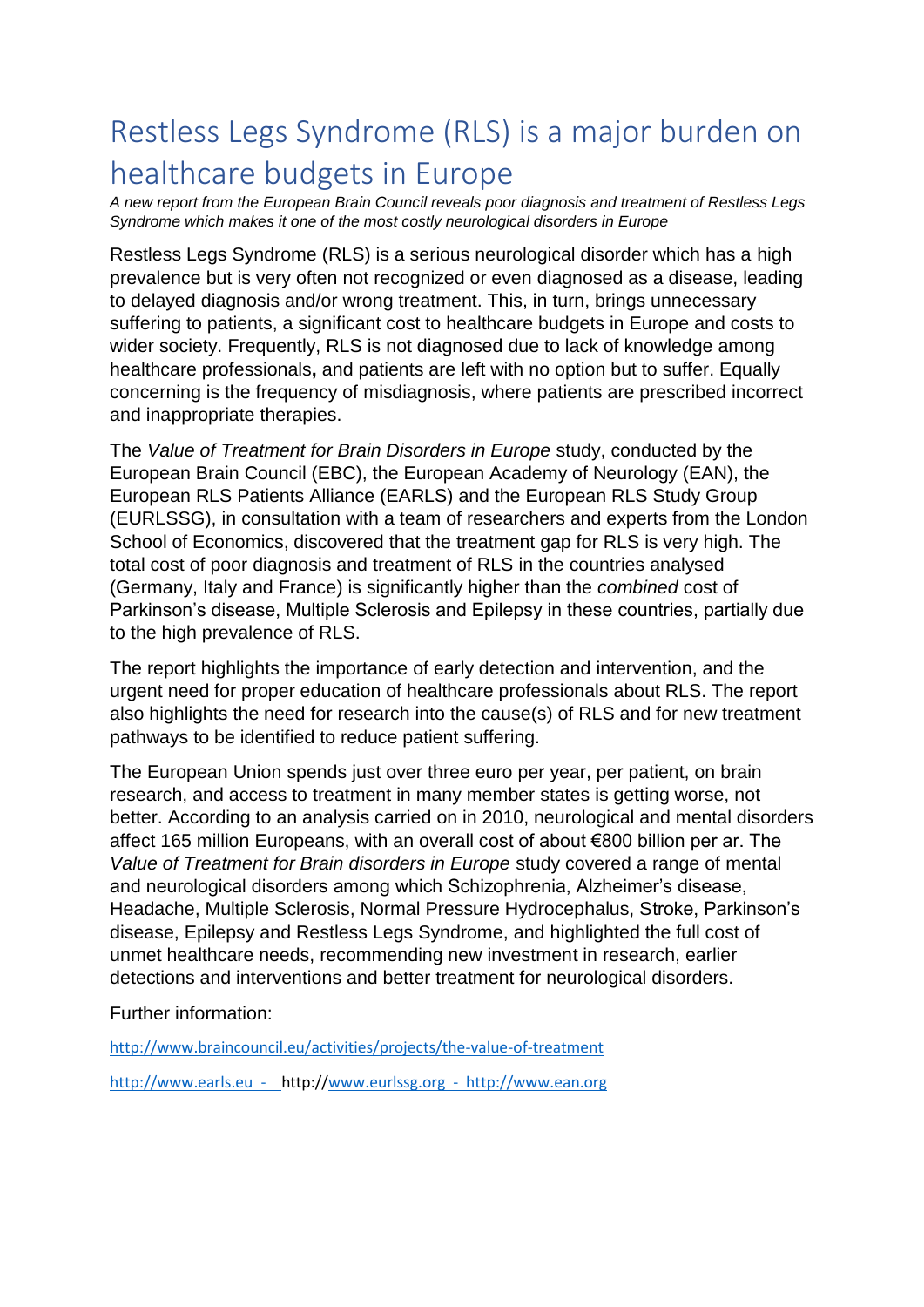# Restless Legs Syndrome (RLS) is a major burden on healthcare budgets in Europe

*A new report from the European Brain Council reveals poor diagnosis and treatment of Restless Legs Syndrome which makes it one of the most costly neurological disorders in Europe*

Restless Legs Syndrome (RLS) is a serious neurological disorder which has a high prevalence but is very often not recognized or even diagnosed as a disease, leading to delayed diagnosis and/or wrong treatment. This, in turn, brings unnecessary suffering to patients, a significant cost to healthcare budgets in Europe and costs to wider society. Frequently, RLS is not diagnosed due to lack of knowledge among healthcare professionals**,** and patients are left with no option but to suffer. Equally concerning is the frequency of misdiagnosis, where patients are prescribed incorrect and inappropriate therapies.

The *Value of Treatment for Brain Disorders in Europe* study, conducted by the European Brain Council (EBC), the European Academy of Neurology (EAN), the European RLS Patients Alliance (EARLS) and the European RLS Study Group (EURLSSG), in consultation with a team of researchers and experts from the London School of Economics, discovered that the treatment gap for RLS is very high. The total cost of poor diagnosis and treatment of RLS in the countries analysed (Germany, Italy and France) is significantly higher than the *combined* cost of Parkinson's disease, Multiple Sclerosis and Epilepsy in these countries, partially due to the high prevalence of RLS.

The report highlights the importance of early detection and intervention, and the urgent need for proper education of healthcare professionals about RLS. The report also highlights the need for research into the cause(s) of RLS and for new treatment pathways to be identified to reduce patient suffering.

The European Union spends just over three euro per year, per patient, on brain research, and access to treatment in many member states is getting worse, not better. According to an analysis carried on in 2010, neurological and mental disorders affect 165 million Europeans, with an overall cost of about €800 billion per ar. The *Value of Treatment for Brain disorders in Europe* study covered a range of mental and neurological disorders among which Schizophrenia, Alzheimer's disease, Headache, Multiple Sclerosis, Normal Pressure Hydrocephalus, Stroke, Parkinson's disease, Epilepsy and Restless Legs Syndrome, and highlighted the full cost of unmet healthcare needs, recommending new investment in research, earlier detections and interventions and better treatment for neurological disorders.

Further information:

http://www.braincouncil.eu/activities/projects/the-value-of-treatment

http://www.earls.eu - http://www.eurlssg.org - http://www.ean.org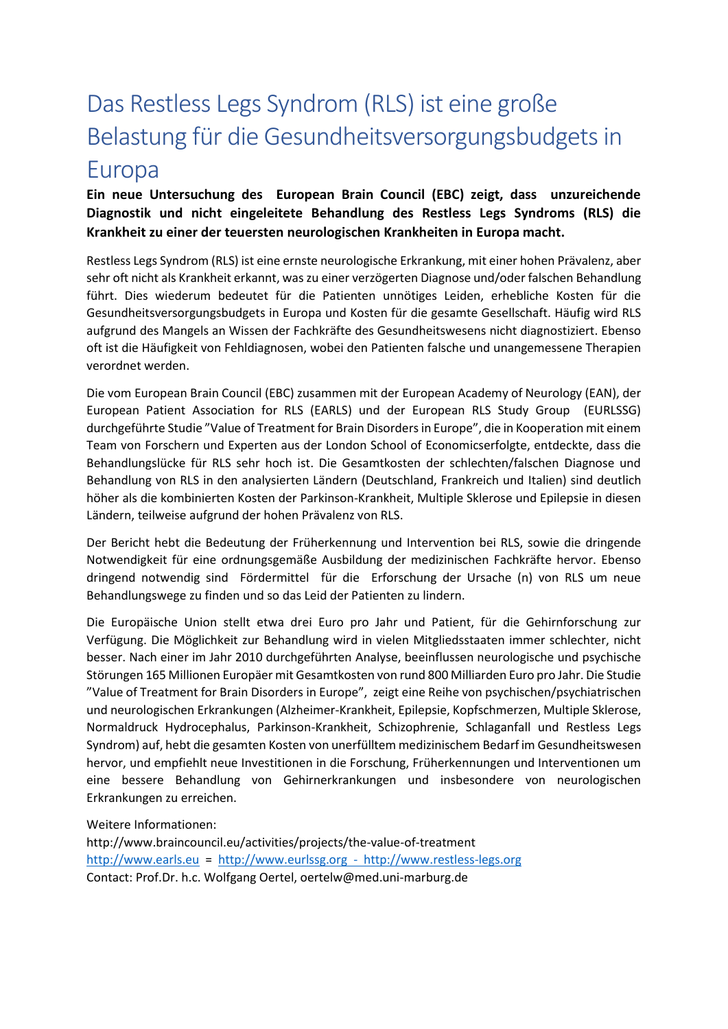# Das Restless Legs Syndrom (RLS) ist eine große Belastung für die Gesundheitsversorgungsbudgets in Europa

**Ein neue Untersuchung des European Brain Council (EBC) zeigt, dass unzureichende Diagnostik und nicht eingeleitete Behandlung des Restless Legs Syndroms (RLS) die Krankheit zu einer der teuersten neurologischen Krankheiten in Europa macht.**

Restless Legs Syndrom (RLS) ist eine ernste neurologische Erkrankung, mit einer hohen Prävalenz, aber sehr oft nicht als Krankheit erkannt, was zu einer verzögerten Diagnose und/oder falschen Behandlung führt. Dies wiederum bedeutet für die Patienten unnötiges Leiden, erhebliche Kosten für die Gesundheitsversorgungsbudgets in Europa und Kosten für die gesamte Gesellschaft. Häufig wird RLS aufgrund des Mangels an Wissen der Fachkräfte des Gesundheitswesens nicht diagnostiziert. Ebenso oft ist die Häufigkeit von Fehldiagnosen, wobei den Patienten falsche und unangemessene Therapien verordnet werden.

Die vom European Brain Council (EBC) zusammen mit der European Academy of Neurology (EAN), der European Patient Association for RLS (EARLS) und der European RLS Study Group (EURLSSG) durchgeführte Studie "Value of Treatment for Brain Disorders in Europe", die in Kooperation mit einem Team von Forschern und Experten aus der London School of Economicserfolgte, entdeckte, dass die Behandlungslücke für RLS sehr hoch ist. Die Gesamtkosten der schlechten/falschen Diagnose und Behandlung von RLS in den analysierten Ländern (Deutschland, Frankreich und Italien) sind deutlich höher als die kombinierten Kosten der Parkinson-Krankheit, Multiple Sklerose und Epilepsie in diesen Ländern, teilweise aufgrund der hohen Prävalenz von RLS.

Der Bericht hebt die Bedeutung der Früherkennung und Intervention bei RLS, sowie die dringende Notwendigkeit für eine ordnungsgemäße Ausbildung der medizinischen Fachkräfte hervor. Ebenso dringend notwendig sind Fördermittel für die Erforschung der Ursache (n) von RLS um neue Behandlungswege zu finden und so das Leid der Patienten zu lindern.

Die Europäische Union stellt etwa drei Euro pro Jahr und Patient, für die Gehirnforschung zur Verfügung. Die Möglichkeit zur Behandlung wird in vielen Mitgliedsstaaten immer schlechter, nicht besser. Nach einer im Jahr 2010 durchgeführten Analyse, beeinflussen neurologische und psychische Störungen 165 Millionen Europäer mit Gesamtkosten von rund 800 Milliarden Euro pro Jahr. Die Studie "Value of Treatment for Brain Disorders in Europe", zeigt eine Reihe von psychischen/psychiatrischen und neurologischen Erkrankungen (Alzheimer-Krankheit, Epilepsie, Kopfschmerzen, Multiple Sklerose, Normaldruck Hydrocephalus, Parkinson-Krankheit, Schizophrenie, Schlaganfall und Restless Legs Syndrom) auf, hebt die gesamten Kosten von unerfülltem medizinischem Bedarf im Gesundheitswesen hervor, und empfiehlt neue Investitionen in die Forschung, Früherkennungen und Interventionen um eine bessere Behandlung von Gehirnerkrankungen und insbesondere von neurologischen Erkrankungen zu erreichen.

Weitere Informationen:
http://www.braincouncil.eu/activities/projects/the-value-of-treatment
http://www.earls.eu = http://www.eurlssg.org - http://www.restless-legs.org
Contact: Prof.Dr. h.c. Wolfgang Oertel, oertelw@med.uni-marburg.de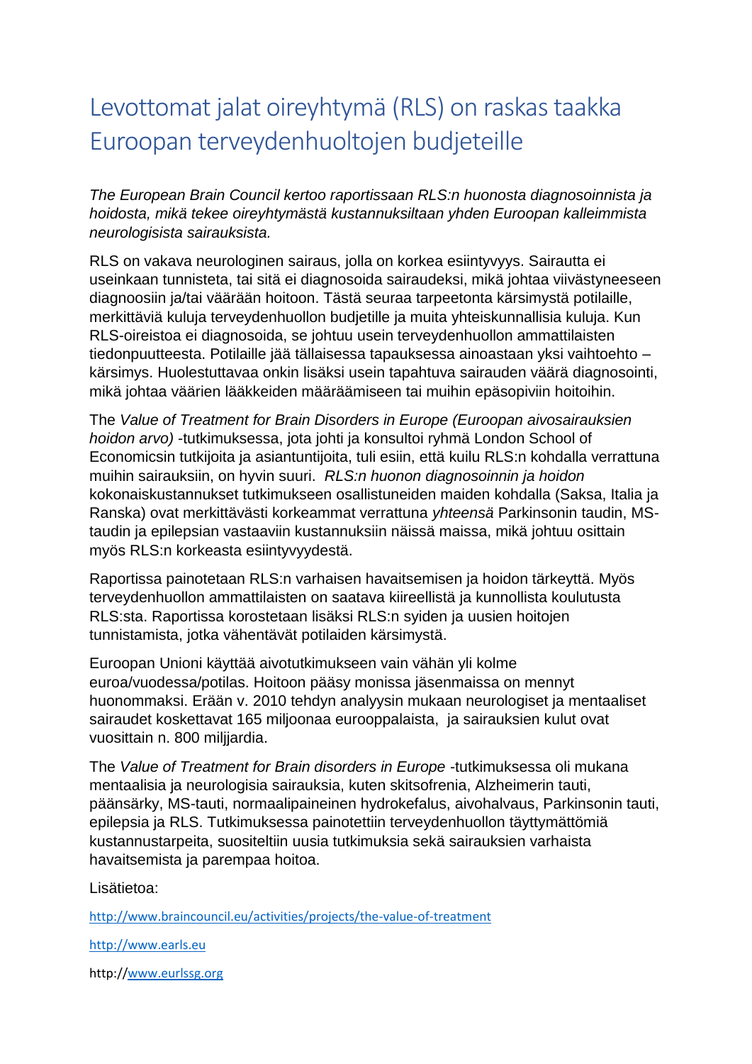# Levottomat jalat oireyhtymä (RLS) on raskas taakka Euroopan terveydenhuoltojen budjeteille

*The European Brain Council kertoo raportissaan RLS:n huonosta diagnosoinnista ja hoidosta, mikä tekee oireyhtymästä kustannuksiltaan yhden Euroopan kalleimmista neurologisista sairauksista.*

RLS on vakava neurologinen sairaus, jolla on korkea esiintyvyys. Sairautta ei useinkaan tunnisteta, tai sitä ei diagnosoida sairaudeksi, mikä johtaa viivästyneeseen diagnoosiin ja/tai väärään hoitoon. Tästä seuraa tarpeetonta kärsimystä potilaille, merkittäviä kuluja terveydenhuollon budjetille ja muita yhteiskunnallisia kuluja. Kun RLS-oireistoa ei diagnosoida, se johtuu usein terveydenhuollon ammattilaisten tiedonpuutteesta. Potilaille jää tällaisessa tapauksessa ainoastaan yksi vaihtoehto – kärsimys. Huolestuttavaa onkin lisäksi usein tapahtuva sairauden väärä diagnosointi, mikä johtaa väärien lääkkeiden määräämiseen tai muihin epäsopiviin hoitoihin.

The *Value of Treatment for Brain Disorders in Europe (Euroopan aivosairauksien hoidon arvo)* -tutkimuksessa, jota johti ja konsultoi ryhmä London School of Economicsin tutkijoita ja asiantuntijoita, tuli esiin, että kuilu RLS:n kohdalla verrattuna muihin sairauksiin, on hyvin suuri. *RLS:n huonon diagnosoinnin ja hoidon* kokonaiskustannukset tutkimukseen osallistuneiden maiden kohdalla (Saksa, Italia ja Ranska) ovat merkittävästi korkeammat verrattuna *yhteensä* Parkinsonin taudin, MS-taudin ja epilepsian vastaaviin kustannuksiin näissä maissa, mikä johtuu osittain myös RLS:n korkeasta esiintyvyydestä.

Raportissa painotetaan RLS:n varhaisen havaitsemisen ja hoidon tärkeyttä. Myös terveydenhuollon ammattilaisten on saatava kiireellistä ja kunnollista koulutusta RLS:sta. Raportissa korostetaan lisäksi RLS:n syiden ja uusien hoitojen tunnistamista, jotka vähentävät potilaiden kärsimystä.

Euroopan Unioni käyttää aivotutkimukseen vain vähän yli kolme euroa/vuodessa/potilas. Hoitoon pääsy monissa jäsenmaissa on mennyt huonommaksi. Erään v. 2010 tehdyn analyysin mukaan neurologiset ja mentaaliset sairaudet koskettavat 165 miljoonaa eurooppalaista, ja sairauksien kulut ovat vuosittain n. 800 miljjardia.

The *Value of Treatment for Brain disorders in Europe* -tutkimuksessa oli mukana mentaalisia ja neurologisia sairauksia, kuten skitsofrenia, Alzheimerin tauti, päänsärky, MS-tauti, normaalipaineinen hydrokefalus, aivohalvaus, Parkinsonin tauti, epilepsia ja RLS. Tutkimuksessa painotettiin terveydenhuollon täyttymättömiä kustannustarpeita, suositeltiin uusia tutkimuksia sekä sairauksien varhaista havaitsemista ja parempaa hoitoa.

Lisätietoa:

http://www.braincouncil.eu/activities/projects/the-value-of-treatment

http://www.earls.eu

http://www.eurlssg.org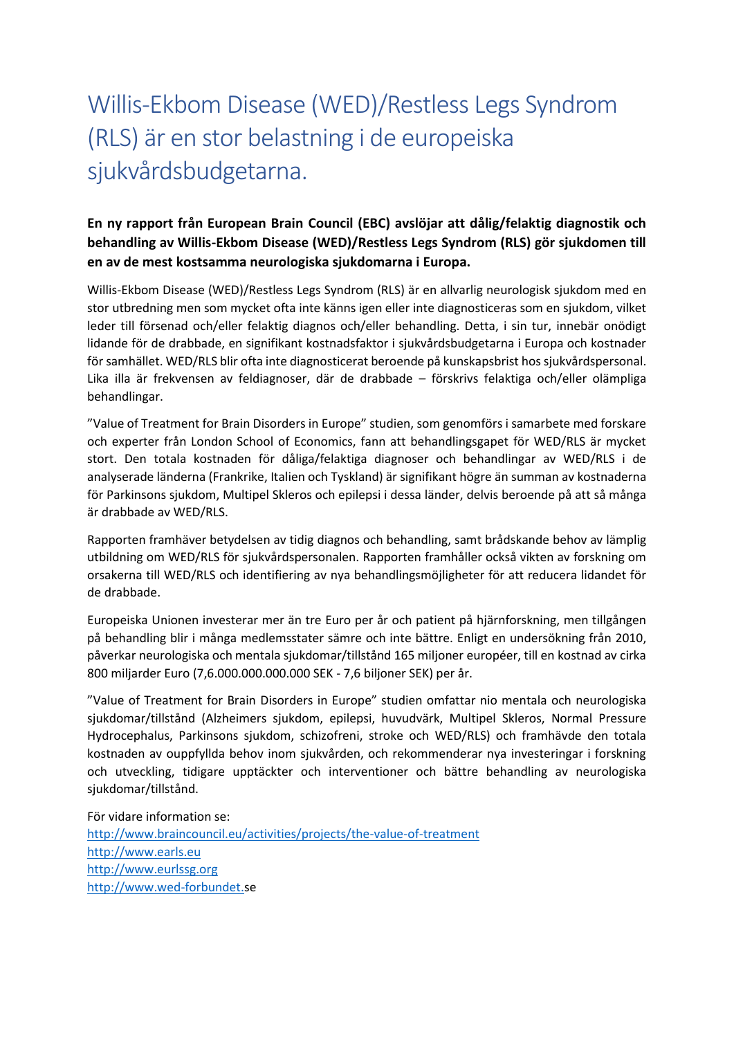# Willis-Ekbom Disease (WED)/Restless Legs Syndrom (RLS) är en stor belastning i de europeiska sjukvårdsbudgetarna.

**En ny rapport från European Brain Council (EBC) avslöjar att dålig/felaktig diagnostik och behandling av Willis-Ekbom Disease (WED)/Restless Legs Syndrom (RLS) gör sjukdomen till en av de mest kostsamma neurologiska sjukdomarna i Europa.**

Willis-Ekbom Disease (WED)/Restless Legs Syndrom (RLS) är en allvarlig neurologisk sjukdom med en stor utbredning men som mycket ofta inte känns igen eller inte diagnosticeras som en sjukdom, vilket leder till försenad och/eller felaktig diagnos och/eller behandling. Detta, i sin tur, innebär onödigt lidande för de drabbade, en signifikant kostnadsfaktor i sjukvårdsbudgetarna i Europa och kostnader för samhället. WED/RLS blir ofta inte diagnosticerat beroende på kunskapsbrist hos sjukvårdspersonal. Lika illa är frekvensen av feldiagnoser, där de drabbade – förskrivs felaktiga och/eller olämpliga behandlingar.

"Value of Treatment for Brain Disorders in Europe" studien, som genomförs i samarbete med forskare och experter från London School of Economics, fann att behandlingsgapet för WED/RLS är mycket stort. Den totala kostnaden för dåliga/felaktiga diagnoser och behandlingar av WED/RLS i de analyserade länderna (Frankrike, Italien och Tyskland) är signifikant högre än summan av kostnaderna för Parkinsons sjukdom, Multipel Skleros och epilepsi i dessa länder, delvis beroende på att så många är drabbade av WED/RLS.

Rapporten framhäver betydelsen av tidig diagnos och behandling, samt brådskande behov av lämplig utbildning om WED/RLS för sjukvårdspersonalen. Rapporten framhåller också vikten av forskning om orsakerna till WED/RLS och identifiering av nya behandlingsmöjligheter för att reducera lidandet för de drabbade.

Europeiska Unionen investerar mer än tre Euro per år och patient på hjärnforskning, men tillgången på behandling blir i många medlemsstater sämre och inte bättre. Enligt en undersökning från 2010, påverkar neurologiska och mentala sjukdomar/tillstånd 165 miljoner européer, till en kostnad av cirka 800 miljarder Euro (7,6.000.000.000.000 SEK - 7,6 biljoner SEK) per år.

"Value of Treatment for Brain Disorders in Europe" studien omfattar nio mentala och neurologiska sjukdomar/tillstånd (Alzheimers sjukdom, epilepsi, huvudvärk, Multipel Skleros, Normal Pressure Hydrocephalus, Parkinsons sjukdom, schizofreni, stroke och WED/RLS) och framhävde den totala kostnaden av ouppfyllda behov inom sjukvården, och rekommenderar nya investeringar i forskning och utveckling, tidigare upptäckter och interventioner och bättre behandling av neurologiska sjukdomar/tillstånd.

För vidare information se:
http://www.braincouncil.eu/activities/projects/the-value-of-treatment
http://www.earls.eu
http://www.eurlssg.org
http://www.wed-forbundet.se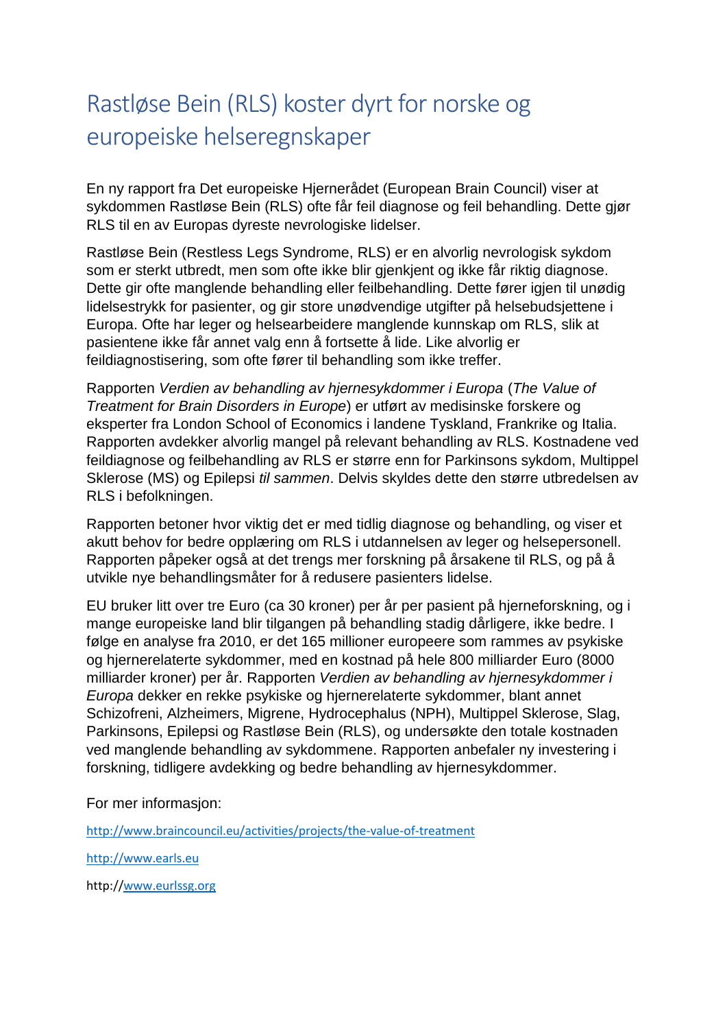# Rastløse Bein (RLS) koster dyrt for norske og europeiske helseregnskaper

En ny rapport fra Det europeiske Hjernerådet (European Brain Council) viser at sykdommen Rastløse Bein (RLS) ofte får feil diagnose og feil behandling. Dette gjør RLS til en av Europas dyreste nevrologiske lidelser.

Rastløse Bein (Restless Legs Syndrome, RLS) er en alvorlig nevrologisk sykdom som er sterkt utbredt, men som ofte ikke blir gjenkjent og ikke får riktig diagnose. Dette gir ofte manglende behandling eller feilbehandling. Dette fører igjen til unødig lidelsestrykk for pasienter, og gir store unødvendige utgifter på helsebudsjettene i Europa. Ofte har leger og helsearbeidere manglende kunnskap om RLS, slik at pasientene ikke får annet valg enn å fortsette å lide. Like alvorlig er feildiagnostisering, som ofte fører til behandling som ikke treffer.

Rapporten *Verdien av behandling av hjernesykdommer i Europa* (*The Value of Treatment for Brain Disorders in Europe*) er utført av medisinske forskere og eksperter fra London School of Economics i landene Tyskland, Frankrike og Italia. Rapporten avdekker alvorlig mangel på relevant behandling av RLS. Kostnadene ved feildiagnose og feilbehandling av RLS er større enn for Parkinsons sykdom, Multippel Sklerose (MS) og Epilepsi *til sammen*. Delvis skyldes dette den større utbredelsen av RLS i befolkningen.

Rapporten betoner hvor viktig det er med tidlig diagnose og behandling, og viser et akutt behov for bedre opplæring om RLS i utdannelsen av leger og helsepersonell. Rapporten påpeker også at det trengs mer forskning på årsakene til RLS, og på å utvikle nye behandlingsmåter for å redusere pasienters lidelse.

EU bruker litt over tre Euro (ca 30 kroner) per år per pasient på hjerneforskning, og i mange europeiske land blir tilgangen på behandling stadig dårligere, ikke bedre. I følge en analyse fra 2010, er det 165 millioner europeere som rammes av psykiske og hjernerelaterte sykdommer, med en kostnad på hele 800 milliarder Euro (8000 milliarder kroner) per år. Rapporten *Verdien av behandling av hjernesykdommer i Europa* dekker en rekke psykiske og hjernerelaterte sykdommer, blant annet Schizofreni, Alzheimers, Migrene, Hydrocephalus (NPH), Multippel Sklerose, Slag, Parkinsons, Epilepsi og Rastløse Bein (RLS), og undersøkte den totale kostnaden ved manglende behandling av sykdommene. Rapporten anbefaler ny investering i forskning, tidligere avdekking og bedre behandling av hjernesykdommer.

For mer informasjon:

http://www.braincouncil.eu/activities/projects/the-value-of-treatment

http://www.earls.eu

http://www.eurlssg.org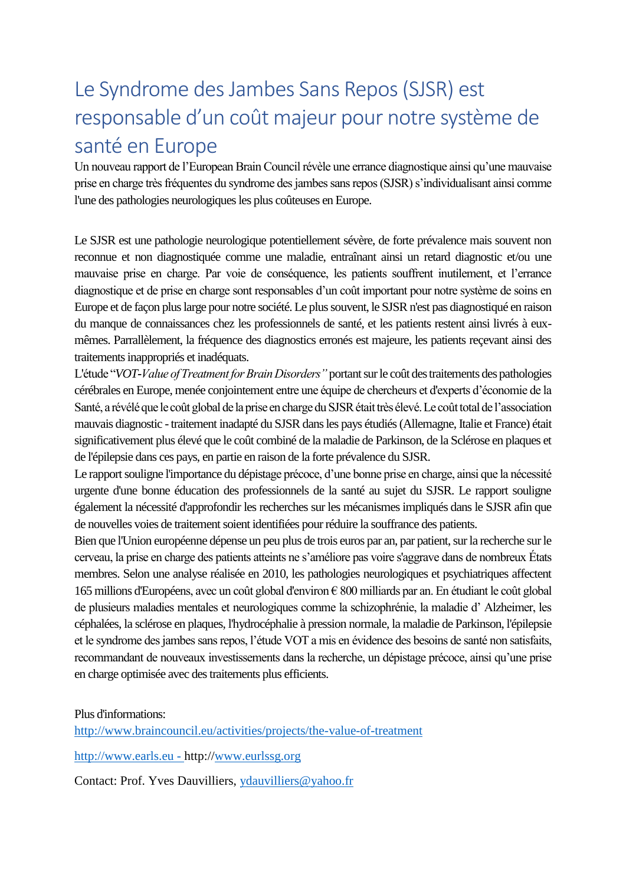# Le Syndrome des Jambes Sans Repos (SJSR) est responsable d'un coût majeur pour notre système de santé en Europe

Un nouveau rapport de l'European Brain Council révèle une errance diagnostique ainsi qu'une mauvaise prise en charge très fréquentes du syndrome des jambes sans repos (SJSR) s'individualisant ainsi comme l'une des pathologies neurologiques les plus coûteuses en Europe.

Le SJSR est une pathologie neurologique potentiellement sévère, de forte prévalence mais souvent non reconnue et non diagnostiquée comme une maladie, entraînant ainsi un retard diagnostic et/ou une mauvaise prise en charge. Par voie de conséquence, les patients souffrent inutilement, et l'errance diagnostique et de prise en charge sont responsables d'un coût important pour notre système de soins en Europe et de façon plus large pour notre société. Le plus souvent, le SJSR n'est pas diagnostiqué en raison du manque de connaissances chez les professionnels de santé, et les patients restent ainsi livrés à eux-mêmes. Parrallèlement, la fréquence des diagnostics erronés est majeure, les patients reçevant ainsi des traitements inappropriés et inadéquats.

L'étude "*VOT-Value of Treatment for Brain Disorders"* portant sur le coût des traitements des pathologies cérébrales en Europe, menée conjointement entre une équipe de chercheurs et d'experts d'économie de la Santé, a révélé que le coût global de la prise en charge du SJSR était très élevé. Le coût total de l'association mauvais diagnostic - traitement inadapté du SJSR dans les pays étudiés (Allemagne, Italie et France) était significativement plus élevé que le coût combiné de la maladie de Parkinson, de la Sclérose en plaques et de l'épilepsie dans ces pays, en partie en raison de la forte prévalence du SJSR.

Le rapport souligne l'importance du dépistage précoce, d'une bonne prise en charge, ainsi que la nécessité urgente d'une bonne éducation des professionnels de la santé au sujet du SJSR. Le rapport souligne également la nécessité d'approfondir les recherches sur les mécanismes impliqués dans le SJSR afin que de nouvelles voies de traitement soient identifiées pour réduire la souffrance des patients.

Bien que l'Union européenne dépense un peu plus de trois euros par an, par patient, sur la recherche sur le cerveau, la prise en charge des patients atteints ne s'améliore pas voire s'aggrave dans de nombreux États membres. Selon une analyse réalisée en 2010, les pathologies neurologiques et psychiatriques affectent 165 millions d'Européens, avec un coût global d'environ € 800 milliards par an. En étudiant le coût global de plusieurs maladies mentales et neurologiques comme la schizophrénie, la maladie d' Alzheimer, les céphalées, la sclérose en plaques, l'hydrocéphalie à pression normale, la maladie de Parkinson, l'épilepsie et le syndrome des jambes sans repos, l'étude VOT a mis en évidence des besoins de santé non satisfaits, recommandant de nouveaux investissements dans la recherche, un dépistage précoce, ainsi qu'une prise en charge optimisée avec des traitements plus efficients.

Plus d'informations:
http://www.braincouncil.eu/activities/projects/the-value-of-treatment

http://www.earls.eu - http://www.eurlssg.org

Contact: Prof. Yves Dauvilliers, ydauvilliers@yahoo.fr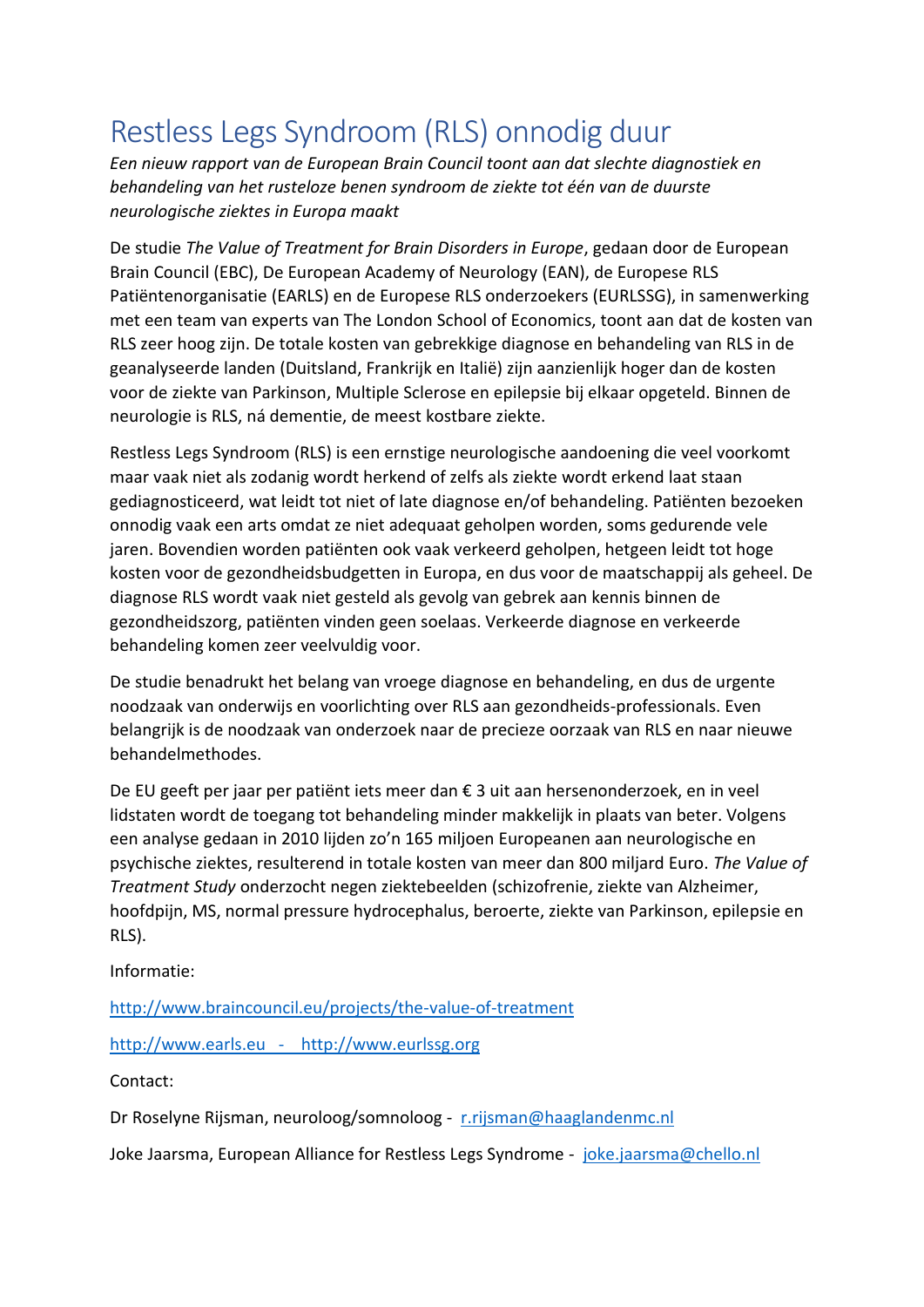# Restless Legs Syndroom (RLS) onnodig duur

*Een nieuw rapport van de European Brain Council toont aan dat slechte diagnostiek en behandeling van het rusteloze benen syndroom de ziekte tot één van de duurste neurologische ziektes in Europa maakt*

De studie *The Value of Treatment for Brain Disorders in Europe*, gedaan door de European Brain Council (EBC), De European Academy of Neurology (EAN), de Europese RLS Patiëntenorganisatie (EARLS) en de Europese RLS onderzoekers (EURLSSG), in samenwerking met een team van experts van The London School of Economics, toont aan dat de kosten van RLS zeer hoog zijn. De totale kosten van gebrekkige diagnose en behandeling van RLS in de geanalyseerde landen (Duitsland, Frankrijk en Italië) zijn aanzienlijk hoger dan de kosten voor de ziekte van Parkinson, Multiple Sclerose en epilepsie bij elkaar opgeteld. Binnen de neurologie is RLS, ná dementie, de meest kostbare ziekte.

Restless Legs Syndroom (RLS) is een ernstige neurologische aandoening die veel voorkomt maar vaak niet als zodanig wordt herkend of zelfs als ziekte wordt erkend laat staan gediagnosticeerd, wat leidt tot niet of late diagnose en/of behandeling. Patiënten bezoeken onnodig vaak een arts omdat ze niet adequaat geholpen worden, soms gedurende vele jaren. Bovendien worden patiënten ook vaak verkeerd geholpen, hetgeen leidt tot hoge kosten voor de gezondheidsbudgetten in Europa, en dus voor de maatschappij als geheel. De diagnose RLS wordt vaak niet gesteld als gevolg van gebrek aan kennis binnen de gezondheidszorg, patiënten vinden geen soelaas. Verkeerde diagnose en verkeerde behandeling komen zeer veelvuldig voor.

De studie benadrukt het belang van vroege diagnose en behandeling, en dus de urgente noodzaak van onderwijs en voorlichting over RLS aan gezondheids-professionals. Even belangrijk is de noodzaak van onderzoek naar de precieze oorzaak van RLS en naar nieuwe behandelmethodes.

De EU geeft per jaar per patiënt iets meer dan € 3 uit aan hersenonderzoek, en in veel lidstaten wordt de toegang tot behandeling minder makkelijk in plaats van beter. Volgens een analyse gedaan in 2010 lijden zo'n 165 miljoen Europeanen aan neurologische en psychische ziektes, resulterend in totale kosten van meer dan 800 miljard Euro. *The Value of Treatment Study* onderzocht negen ziektebeelden (schizofrenie, ziekte van Alzheimer, hoofdpijn, MS, normal pressure hydrocephalus, beroerte, ziekte van Parkinson, epilepsie en RLS).

Informatie:

http://www.braincouncil.eu/projects/the-value-of-treatment

http://www.earls.eu - http://www.eurlssg.org

Contact:

Dr Roselyne Rijsman, neuroloog/somnoloog - r.rijsman@haaglandenmc.nl

Joke Jaarsma, European Alliance for Restless Legs Syndrome - joke.jaarsma@chello.nl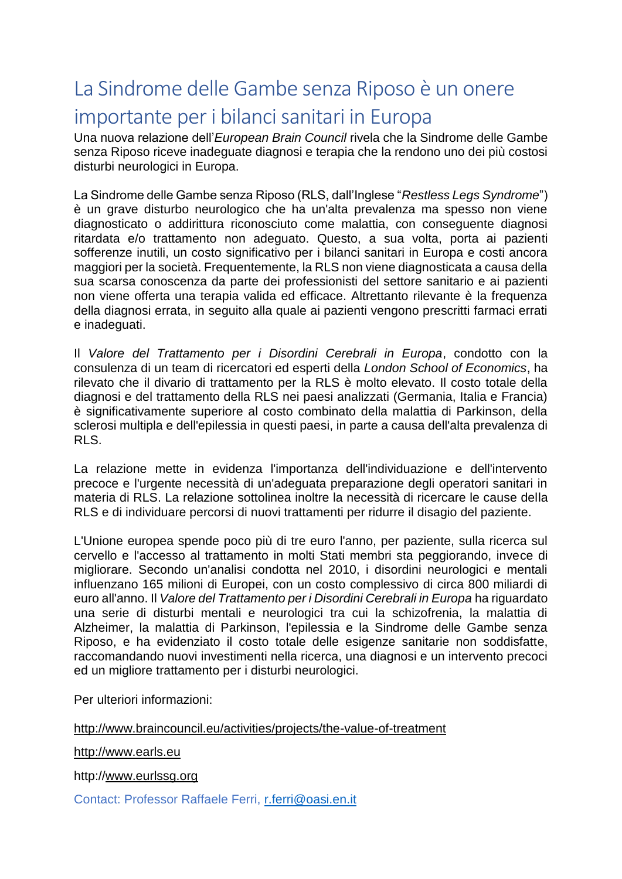# La Sindrome delle Gambe senza Riposo è un onere importante per i bilanci sanitari in Europa

Una nuova relazione dell'*European Brain Council* rivela che la Sindrome delle Gambe senza Riposo riceve inadeguate diagnosi e terapia che la rendono uno dei più costosi disturbi neurologici in Europa.

La Sindrome delle Gambe senza Riposo (RLS, dall'Inglese "*Restless Legs Syndrome*") è un grave disturbo neurologico che ha un'alta prevalenza ma spesso non viene diagnosticato o addirittura riconosciuto come malattia, con conseguente diagnosi ritardata e/o trattamento non adeguato. Questo, a sua volta, porta ai pazienti sofferenze inutili, un costo significativo per i bilanci sanitari in Europa e costi ancora maggiori per la società. Frequentemente, la RLS non viene diagnosticata a causa della sua scarsa conoscenza da parte dei professionisti del settore sanitario e ai pazienti non viene offerta una terapia valida ed efficace. Altrettanto rilevante è la frequenza della diagnosi errata, in seguito alla quale ai pazienti vengono prescritti farmaci errati e inadeguati.

Il *Valore del Trattamento per i Disordini Cerebrali in Europa*, condotto con la consulenza di un team di ricercatori ed esperti della *London School of Economics*, ha rilevato che il divario di trattamento per la RLS è molto elevato. Il costo totale della diagnosi e del trattamento della RLS nei paesi analizzati (Germania, Italia e Francia) è significativamente superiore al costo combinato della malattia di Parkinson, della sclerosi multipla e dell'epilessia in questi paesi, in parte a causa dell'alta prevalenza di RLS.

La relazione mette in evidenza l'importanza dell'individuazione e dell'intervento precoce e l'urgente necessità di un'adeguata preparazione degli operatori sanitari in materia di RLS. La relazione sottolinea inoltre la necessità di ricercare le cause della RLS e di individuare percorsi di nuovi trattamenti per ridurre il disagio del paziente.

L'Unione europea spende poco più di tre euro l'anno, per paziente, sulla ricerca sul cervello e l'accesso al trattamento in molti Stati membri sta peggiorando, invece di migliorare. Secondo un'analisi condotta nel 2010, i disordini neurologici e mentali influenzano 165 milioni di Europei, con un costo complessivo di circa 800 miliardi di euro all'anno. Il *Valore del Trattamento per i Disordini Cerebrali in Europa* ha riguardato una serie di disturbi mentali e neurologici tra cui la schizofrenia, la malattia di Alzheimer, la malattia di Parkinson, l'epilessia e la Sindrome delle Gambe senza Riposo, e ha evidenziato il costo totale delle esigenze sanitarie non soddisfatte, raccomandando nuovi investimenti nella ricerca, una diagnosi e un intervento precoci ed un migliore trattamento per i disturbi neurologici.

Per ulteriori informazioni:

http://www.braincouncil.eu/activities/projects/the-value-of-treatment

http://www.earls.eu

http://www.eurlssg.org

Contact: Professor Raffaele Ferri, r.ferri@oasi.en.it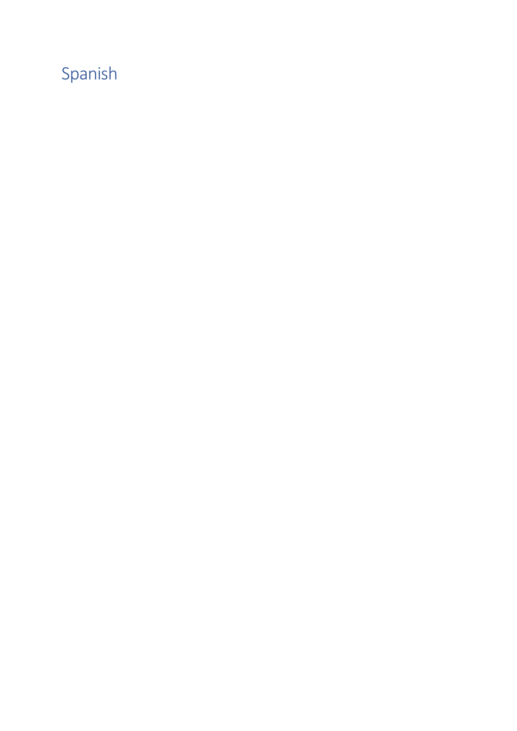## Spanish